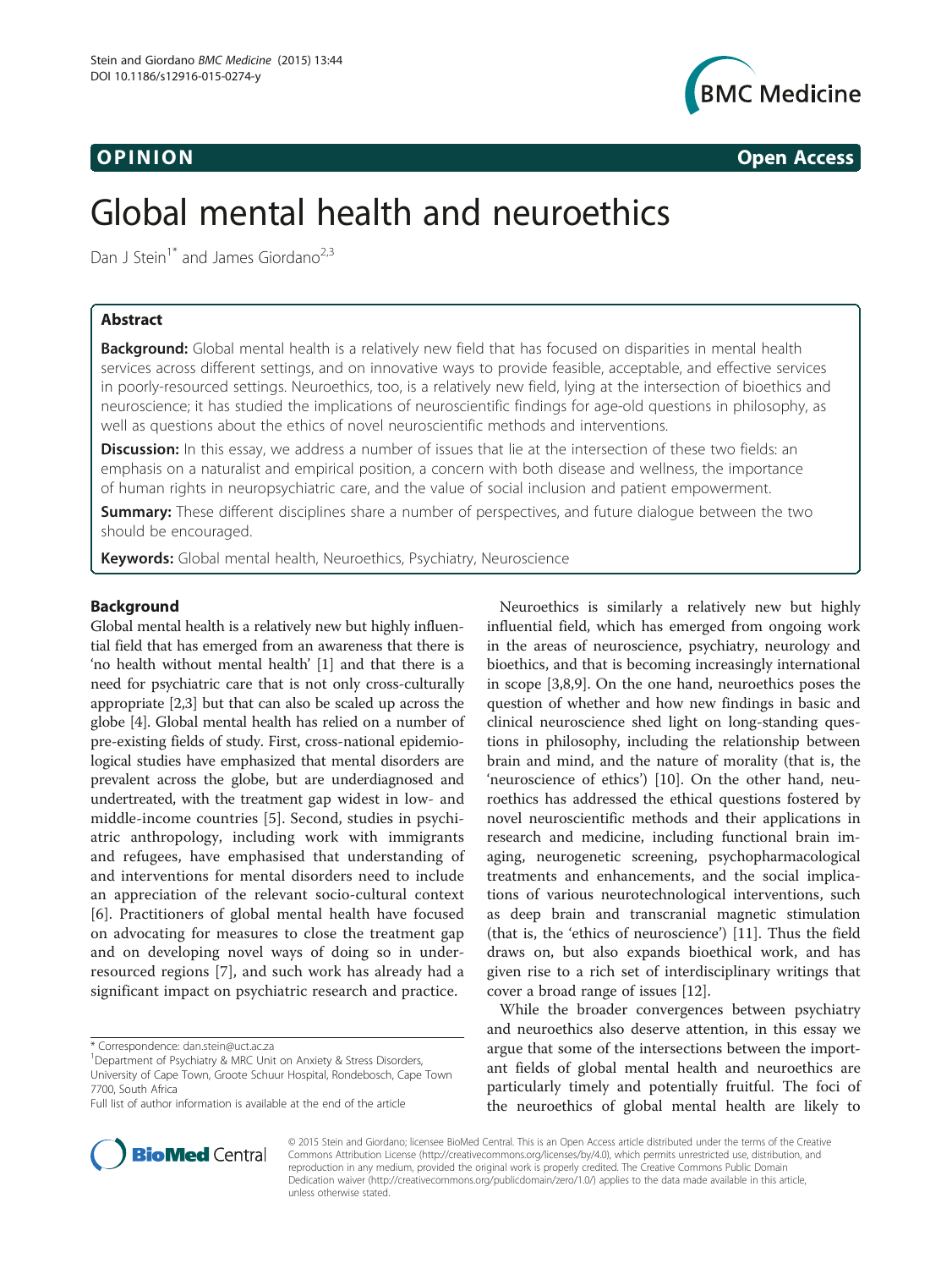# Global mental health and neuroethics

Dan J Stein[1*] and James Giordano[2,3]

## Abstract

**Background:** Global mental health is a relatively new field that has focused on disparities in mental health services across different settings, and on innovative ways to provide feasible, acceptable, and effective services in poorly-resourced settings. Neuroethics, too, is a relatively new field, lying at the intersection of bioethics and neuroscience; it has studied the implications of neuroscientific findings for age-old questions in philosophy, as well as questions about the ethics of novel neuroscientific methods and interventions.

**Discussion:** In this essay, we address a number of issues that lie at the intersection of these two fields: an emphasis on a naturalist and empirical position, a concern with both disease and wellness, the importance of human rights in neuropsychiatric care, and the value of social inclusion and patient empowerment.

**Summary:** These different disciplines share a number of perspectives, and future dialogue between the two should be encouraged.

**Keywords:** Global mental health, Neuroethics, Psychiatry, Neuroscience

## Background

Global mental health is a relatively new but highly influential field that has emerged from an awareness that there is 'no health without mental health' [1] and that there is a need for psychiatric care that is not only cross-culturally appropriate [2,3] but that can also be scaled up across the globe [4]. Global mental health has relied on a number of pre-existing fields of study. First, cross-national epidemiological studies have emphasized that mental disorders are prevalent across the globe, but are underdiagnosed and undertreated, with the treatment gap widest in low- and middle-income countries [5]. Second, studies in psychiatric anthropology, including work with immigrants and refugees, have emphasised that understanding of and interventions for mental disorders need to include an appreciation of the relevant socio-cultural context [6]. Practitioners of global mental health have focused on advocating for measures to close the treatment gap and on developing novel ways of doing so in under-resourced regions [7], and such work has already had a significant impact on psychiatric research and practice.

Neuroethics is similarly a relatively new but highly influential field, which has emerged from ongoing work in the areas of neuroscience, psychiatry, neurology and bioethics, and that is becoming increasingly international in scope [3,8,9]. On the one hand, neuroethics poses the question of whether and how new findings in basic and clinical neuroscience shed light on long-standing questions in philosophy, including the relationship between brain and mind, and the nature of morality (that is, the 'neuroscience of ethics') [10]. On the other hand, neuroethics has addressed the ethical questions fostered by novel neuroscientific methods and their applications in research and medicine, including functional brain imaging, neurogenetic screening, psychopharmacological treatments and enhancements, and the social implications of various neurotechnological interventions, such as deep brain and transcranial magnetic stimulation (that is, the 'ethics of neuroscience') [11]. Thus the field draws on, but also expands bioethical work, and has given rise to a rich set of interdisciplinary writings that cover a broad range of issues [12].

While the broader convergences between psychiatry and neuroethics also deserve attention, in this essay we argue that some of the intersections between the important fields of global mental health and neuroethics are particularly timely and potentially fruitful. The foci of the neuroethics of global mental health are likely to

\* Correspondence: dan.stein@uct.ac.za

[1] Department of Psychiatry & MRC Unit on Anxiety & Stress Disorders, University of Cape Town, Groote Schuur Hospital, Rondebosch, Cape Town 7700, South Africa

Full list of author information is available at the end of the article

© 2015 Stein and Giordano; licensee BioMed Central. This is an Open Access article distributed under the terms of the Creative Commons Attribution License (http://creativecommons.org/licenses/by/4.0), which permits unrestricted use, distribution, and reproduction in any medium, provided the original work is properly credited. The Creative Commons Public Domain Dedication waiver (http://creativecommons.org/publicdomain/zero/1.0/) applies to the data made available in this article, unless otherwise stated.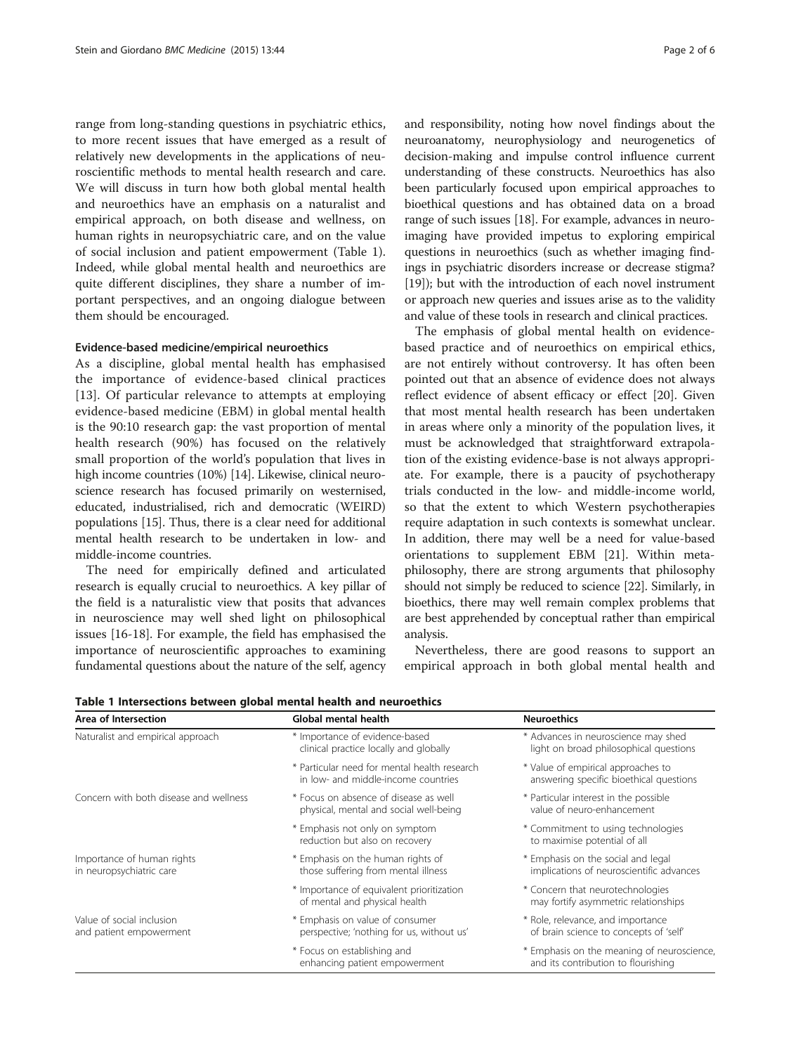range from long-standing questions in psychiatric ethics, to more recent issues that have emerged as a result of relatively new developments in the applications of neuroscientific methods to mental health research and care. We will discuss in turn how both global mental health and neuroethics have an emphasis on a naturalist and empirical approach, on both disease and wellness, on human rights in neuropsychiatric care, and on the value of social inclusion and patient empowerment (Table 1). Indeed, while global mental health and neuroethics are quite different disciplines, they share a number of important perspectives, and an ongoing dialogue between them should be encouraged.

### Evidence-based medicine/empirical neuroethics

As a discipline, global mental health has emphasised the importance of evidence-based clinical practices [13]. Of particular relevance to attempts at employing evidence-based medicine (EBM) in global mental health is the 90:10 research gap: the vast proportion of mental health research (90%) has focused on the relatively small proportion of the world's population that lives in high income countries (10%) [14]. Likewise, clinical neuroscience research has focused primarily on westernised, educated, industrialised, rich and democratic (WEIRD) populations [15]. Thus, there is a clear need for additional mental health research to be undertaken in low- and middle-income countries.

The need for empirically defined and articulated research is equally crucial to neuroethics. A key pillar of the field is a naturalistic view that posits that advances in neuroscience may well shed light on philosophical issues [16-18]. For example, the field has emphasised the importance of neuroscientific approaches to examining fundamental questions about the nature of the self, agency and responsibility, noting how novel findings about the neuroanatomy, neurophysiology and neurogenetics of decision-making and impulse control influence current understanding of these constructs. Neuroethics has also been particularly focused upon empirical approaches to bioethical questions and has obtained data on a broad range of such issues [18]. For example, advances in neuroimaging have provided impetus to exploring empirical questions in neuroethics (such as whether imaging findings in psychiatric disorders increase or decrease stigma? [19]); but with the introduction of each novel instrument or approach new queries and issues arise as to the validity and value of these tools in research and clinical practices.

The emphasis of global mental health on evidence-based practice and of neuroethics on empirical ethics, are not entirely without controversy. It has often been pointed out that an absence of evidence does not always reflect evidence of absent efficacy or effect [20]. Given that most mental health research has been undertaken in areas where only a minority of the population lives, it must be acknowledged that straightforward extrapolation of the existing evidence-base is not always appropriate. For example, there is a paucity of psychotherapy trials conducted in the low- and middle-income world, so that the extent to which Western psychotherapies require adaptation in such contexts is somewhat unclear. In addition, there may well be a need for value-based orientations to supplement EBM [21]. Within meta-philosophy, there are strong arguments that philosophy should not simply be reduced to science [22]. Similarly, in bioethics, there may well remain complex problems that are best apprehended by conceptual rather than empirical analysis.

Nevertheless, there are good reasons to support an empirical approach in both global mental health and

**Table 1 Intersections between global mental health and neuroethics**

| Area of Intersection | Global mental health | Neuroethics |
|---|---|---|
| Naturalist and empirical approach | * Importance of evidence-based clinical practice locally and globally | * Advances in neuroscience may shed light on broad philosophical questions |
| | * Particular need for mental health research in low- and middle-income countries | * Value of empirical approaches to answering specific bioethical questions |
| Concern with both disease and wellness | * Focus on absence of disease as well physical, mental and social well-being | * Particular interest in the possible value of neuro-enhancement |
| | * Emphasis not only on symptom reduction but also on recovery | * Commitment to using technologies to maximise potential of all |
| Importance of human rights in neuropsychiatric care | * Emphasis on the human rights of those suffering from mental illness | * Emphasis on the social and legal implications of neuroscientific advances |
| | * Importance of equivalent prioritization of mental and physical health | * Concern that neurotechnologies may fortify asymmetric relationships |
| Value of social inclusion and patient empowerment | * Emphasis on value of consumer perspective; 'nothing for us, without us' | * Role, relevance, and importance of brain science to concepts of 'self' |
| | * Focus on establishing and enhancing patient empowerment | * Emphasis on the meaning of neuroscience, and its contribution to flourishing |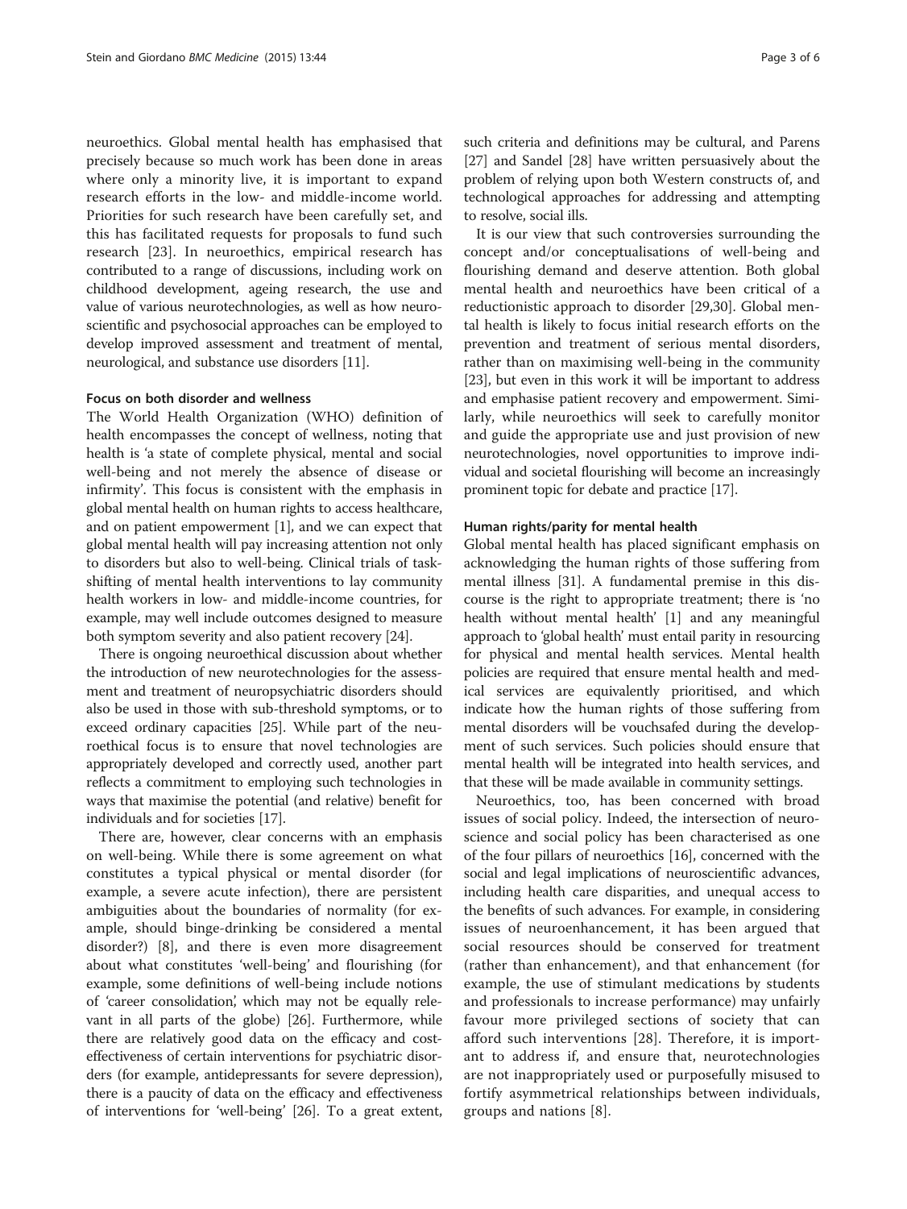neuroethics. Global mental health has emphasised that precisely because so much work has been done in areas where only a minority live, it is important to expand research efforts in the low- and middle-income world. Priorities for such research have been carefully set, and this has facilitated requests for proposals to fund such research [23]. In neuroethics, empirical research has contributed to a range of discussions, including work on childhood development, ageing research, the use and value of various neurotechnologies, as well as how neuroscientific and psychosocial approaches can be employed to develop improved assessment and treatment of mental, neurological, and substance use disorders [11].

#### Focus on both disorder and wellness

The World Health Organization (WHO) definition of health encompasses the concept of wellness, noting that health is 'a state of complete physical, mental and social well-being and not merely the absence of disease or infirmity'. This focus is consistent with the emphasis in global mental health on human rights to access healthcare, and on patient empowerment [1], and we can expect that global mental health will pay increasing attention not only to disorders but also to well-being. Clinical trials of task-shifting of mental health interventions to lay community health workers in low- and middle-income countries, for example, may well include outcomes designed to measure both symptom severity and also patient recovery [24].

There is ongoing neuroethical discussion about whether the introduction of new neurotechnologies for the assessment and treatment of neuropsychiatric disorders should also be used in those with sub-threshold symptoms, or to exceed ordinary capacities [25]. While part of the neuroethical focus is to ensure that novel technologies are appropriately developed and correctly used, another part reflects a commitment to employing such technologies in ways that maximise the potential (and relative) benefit for individuals and for societies [17].

There are, however, clear concerns with an emphasis on well-being. While there is some agreement on what constitutes a typical physical or mental disorder (for example, a severe acute infection), there are persistent ambiguities about the boundaries of normality (for example, should binge-drinking be considered a mental disorder?) [8], and there is even more disagreement about what constitutes 'well-being' and flourishing (for example, some definitions of well-being include notions of 'career consolidation', which may not be equally relevant in all parts of the globe) [26]. Furthermore, while there are relatively good data on the efficacy and cost-effectiveness of certain interventions for psychiatric disorders (for example, antidepressants for severe depression), there is a paucity of data on the efficacy and effectiveness of interventions for 'well-being' [26]. To a great extent, such criteria and definitions may be cultural, and Parens [27] and Sandel [28] have written persuasively about the problem of relying upon both Western constructs of, and technological approaches for addressing and attempting to resolve, social ills.

It is our view that such controversies surrounding the concept and/or conceptualisations of well-being and flourishing demand and deserve attention. Both global mental health and neuroethics have been critical of a reductionistic approach to disorder [29,30]. Global mental health is likely to focus initial research efforts on the prevention and treatment of serious mental disorders, rather than on maximising well-being in the community [23], but even in this work it will be important to address and emphasise patient recovery and empowerment. Similarly, while neuroethics will seek to carefully monitor and guide the appropriate use and just provision of new neurotechnologies, novel opportunities to improve individual and societal flourishing will become an increasingly prominent topic for debate and practice [17].

#### Human rights/parity for mental health

Global mental health has placed significant emphasis on acknowledging the human rights of those suffering from mental illness [31]. A fundamental premise in this discourse is the right to appropriate treatment; there is 'no health without mental health' [1] and any meaningful approach to 'global health' must entail parity in resourcing for physical and mental health services. Mental health policies are required that ensure mental health and medical services are equivalently prioritised, and which indicate how the human rights of those suffering from mental disorders will be vouchsafed during the development of such services. Such policies should ensure that mental health will be integrated into health services, and that these will be made available in community settings.

Neuroethics, too, has been concerned with broad issues of social policy. Indeed, the intersection of neuroscience and social policy has been characterised as one of the four pillars of neuroethics [16], concerned with the social and legal implications of neuroscientific advances, including health care disparities, and unequal access to the benefits of such advances. For example, in considering issues of neuroenhancement, it has been argued that social resources should be conserved for treatment (rather than enhancement), and that enhancement (for example, the use of stimulant medications by students and professionals to increase performance) may unfairly favour more privileged sections of society that can afford such interventions [28]. Therefore, it is important to address if, and ensure that, neurotechnologies are not inappropriately used or purposefully misused to fortify asymmetrical relationships between individuals, groups and nations [8].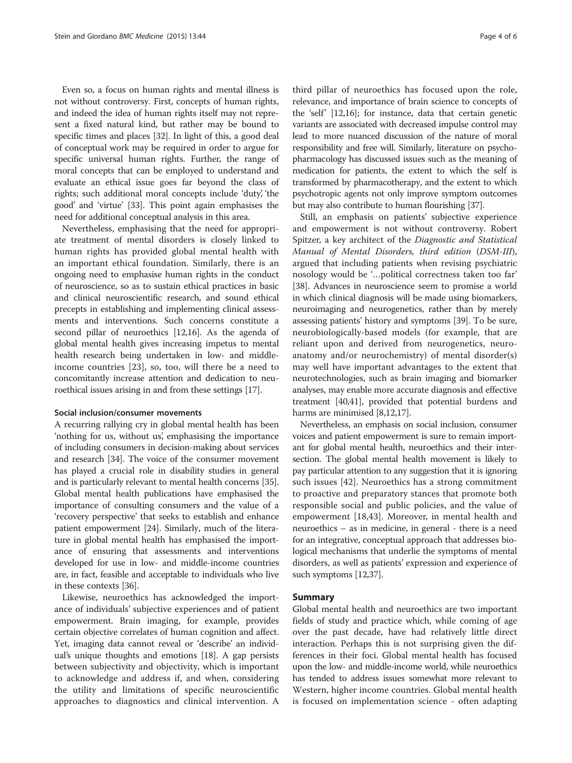Even so, a focus on human rights and mental illness is not without controversy. First, concepts of human rights, and indeed the idea of human rights itself may not represent a fixed natural kind, but rather may be bound to specific times and places [32]. In light of this, a good deal of conceptual work may be required in order to argue for specific universal human rights. Further, the range of moral concepts that can be employed to understand and evaluate an ethical issue goes far beyond the class of rights; such additional moral concepts include 'duty', 'the good' and 'virtue' [33]. This point again emphasises the need for additional conceptual analysis in this area.

Nevertheless, emphasising that the need for appropriate treatment of mental disorders is closely linked to human rights has provided global mental health with an important ethical foundation. Similarly, there is an ongoing need to emphasise human rights in the conduct of neuroscience, so as to sustain ethical practices in basic and clinical neuroscientific research, and sound ethical precepts in establishing and implementing clinical assessments and interventions. Such concerns constitute a second pillar of neuroethics [12,16]. As the agenda of global mental health gives increasing impetus to mental health research being undertaken in low- and middle-income countries [23], so, too, will there be a need to concomitantly increase attention and dedication to neuroethical issues arising in and from these settings [17].

#### Social inclusion/consumer movements

A recurring rallying cry in global mental health has been 'nothing for us, without us', emphasising the importance of including consumers in decision-making about services and research [34]. The voice of the consumer movement has played a crucial role in disability studies in general and is particularly relevant to mental health concerns [35]. Global mental health publications have emphasised the importance of consulting consumers and the value of a 'recovery perspective' that seeks to establish and enhance patient empowerment [24]. Similarly, much of the literature in global mental health has emphasised the importance of ensuring that assessments and interventions developed for use in low- and middle-income countries are, in fact, feasible and acceptable to individuals who live in these contexts [36].

Likewise, neuroethics has acknowledged the importance of individuals' subjective experiences and of patient empowerment. Brain imaging, for example, provides certain objective correlates of human cognition and affect. Yet, imaging data cannot reveal or 'describe' an individual's unique thoughts and emotions [18]. A gap persists between subjectivity and objectivity, which is important to acknowledge and address if, and when, considering the utility and limitations of specific neuroscientific approaches to diagnostics and clinical intervention. A third pillar of neuroethics has focused upon the role, relevance, and importance of brain science to concepts of the 'self' [12,16]; for instance, data that certain genetic variants are associated with decreased impulse control may lead to more nuanced discussion of the nature of moral responsibility and free will. Similarly, literature on psychopharmacology has discussed issues such as the meaning of medication for patients, the extent to which the self is transformed by pharmacotherapy, and the extent to which psychotropic agents not only improve symptom outcomes but may also contribute to human flourishing [37].

Still, an emphasis on patients' subjective experience and empowerment is not without controversy. Robert Spitzer, a key architect of the *Diagnostic and Statistical Manual of Mental Disorders, third edition* (*DSM-III*), argued that including patients when revising psychiatric nosology would be '…political correctness taken too far' [38]. Advances in neuroscience seem to promise a world in which clinical diagnosis will be made using biomarkers, neuroimaging and neurogenetics, rather than by merely assessing patients' history and symptoms [39]. To be sure, neurobiologically-based models (for example, that are reliant upon and derived from neurogenetics, neuroanatomy and/or neurochemistry) of mental disorder(s) may well have important advantages to the extent that neurotechnologies, such as brain imaging and biomarker analyses, may enable more accurate diagnosis and effective treatment [40,41], provided that potential burdens and harms are minimised [8,12,17].

Nevertheless, an emphasis on social inclusion, consumer voices and patient empowerment is sure to remain important for global mental health, neuroethics and their intersection. The global mental health movement is likely to pay particular attention to any suggestion that it is ignoring such issues [42]. Neuroethics has a strong commitment to proactive and preparatory stances that promote both responsible social and public policies, and the value of empowerment [18,43]. Moreover, in mental health and neuroethics – as in medicine, in general - there is a need for an integrative, conceptual approach that addresses biological mechanisms that underlie the symptoms of mental disorders, as well as patients' expression and experience of such symptoms [12,37].

## Summary

Global mental health and neuroethics are two important fields of study and practice which, while coming of age over the past decade, have had relatively little direct interaction. Perhaps this is not surprising given the differences in their foci. Global mental health has focused upon the low- and middle-income world, while neuroethics has tended to address issues somewhat more relevant to Western, higher income countries. Global mental health is focused on implementation science - often adapting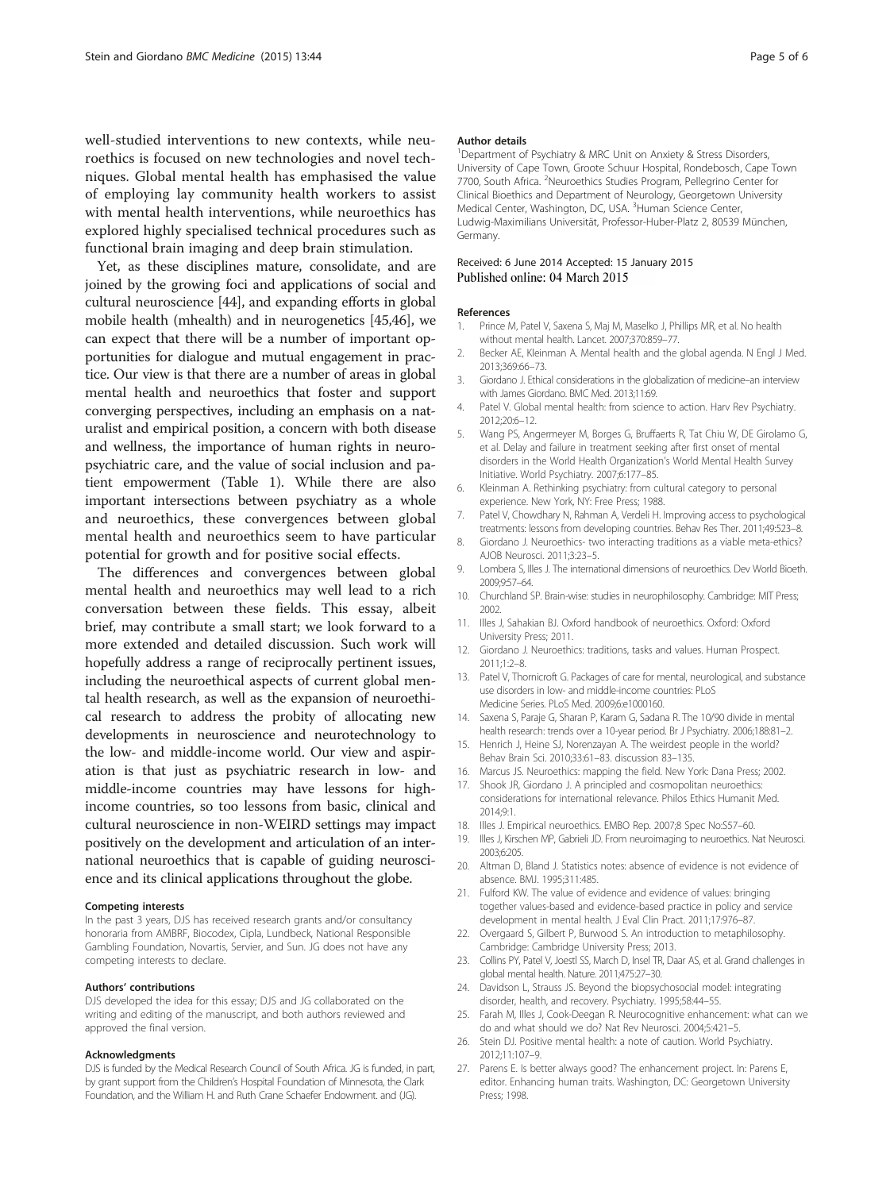well-studied interventions to new contexts, while neuroethics is focused on new technologies and novel techniques. Global mental health has emphasised the value of employing lay community health workers to assist with mental health interventions, while neuroethics has explored highly specialised technical procedures such as functional brain imaging and deep brain stimulation.

Yet, as these disciplines mature, consolidate, and are joined by the growing foci and applications of social and cultural neuroscience [44], and expanding efforts in global mobile health (mhealth) and in neurogenetics [45,46], we can expect that there will be a number of important opportunities for dialogue and mutual engagement in practice. Our view is that there are a number of areas in global mental health and neuroethics that foster and support converging perspectives, including an emphasis on a naturalist and empirical position, a concern with both disease and wellness, the importance of human rights in neuropsychiatric care, and the value of social inclusion and patient empowerment (Table 1). While there are also important intersections between psychiatry as a whole and neuroethics, these convergences between global mental health and neuroethics seem to have particular potential for growth and for positive social effects.

The differences and convergences between global mental health and neuroethics may well lead to a rich conversation between these fields. This essay, albeit brief, may contribute a small start; we look forward to a more extended and detailed discussion. Such work will hopefully address a range of reciprocally pertinent issues, including the neuroethical aspects of current global mental health research, as well as the expansion of neuroethical research to address the probity of allocating new developments in neuroscience and neurotechnology to the low- and middle-income world. Our view and aspiration is that just as psychiatric research in low- and middle-income countries may have lessons for high-income countries, so too lessons from basic, clinical and cultural neuroscience in non-WEIRD settings may impact positively on the development and articulation of an international neuroethics that is capable of guiding neuroscience and its clinical applications throughout the globe.

#### Competing interests
In the past 3 years, DJS has received research grants and/or consultancy honoraria from AMBRF, Biocodex, Cipla, Lundbeck, National Responsible Gambling Foundation, Novartis, Servier, and Sun. JG does not have any competing interests to declare.

#### Authors' contributions
DJS developed the idea for this essay; DJS and JG collaborated on the writing and editing of the manuscript, and both authors reviewed and approved the final version.

#### Acknowledgments
DJS is funded by the Medical Research Council of South Africa. JG is funded, in part, by grant support from the Children's Hospital Foundation of Minnesota, the Clark Foundation, and the William H. and Ruth Crane Schaefer Endowment. and (JG).

#### Author details
[1]Department of Psychiatry & MRC Unit on Anxiety & Stress Disorders, University of Cape Town, Groote Schuur Hospital, Rondebosch, Cape Town 7700, South Africa. [2]Neuroethics Studies Program, Pellegrino Center for Clinical Bioethics and Department of Neurology, Georgetown University Medical Center, Washington, DC, USA. [3]Human Science Center, Ludwig-Maximilians Universität, Professor-Huber-Platz 2, 80539 München, Germany.

Received: 6 June 2014 Accepted: 15 January 2015
Published online: 04 March 2015

#### References
1. Prince M, Patel V, Saxena S, Maj M, Maselko J, Phillips MR, et al. No health without mental health. Lancet. 2007;370:859–77.
2. Becker AE, Kleinman A. Mental health and the global agenda. N Engl J Med. 2013;369:66–73.
3. Giordano J. Ethical considerations in the globalization of medicine–an interview with James Giordano. BMC Med. 2013;11:69.
4. Patel V. Global mental health: from science to action. Harv Rev Psychiatry. 2012;20:6–12.
5. Wang PS, Angermeyer M, Borges G, Bruffaerts R, Tat Chiu W, DE Girolamo G, et al. Delay and failure in treatment seeking after first onset of mental disorders in the World Health Organization's World Mental Health Survey Initiative. World Psychiatry. 2007;6:177–85.
6. Kleinman A. Rethinking psychiatry: from cultural category to personal experience. New York, NY: Free Press; 1988.
7. Patel V, Chowdhary N, Rahman A, Verdeli H. Improving access to psychological treatments: lessons from developing countries. Behav Res Ther. 2011;49:523–8.
8. Giordano J. Neuroethics- two interacting traditions as a viable meta-ethics? AJOB Neurosci. 2011;3:23–5.
9. Lombera S, Illes J. The international dimensions of neuroethics. Dev World Bioeth. 2009;9:57–64.
10. Churchland SP. Brain-wise: studies in neurophilosophy. Cambridge: MIT Press; 2002.
11. Illes J, Sahakian BJ. Oxford handbook of neuroethics. Oxford: Oxford University Press; 2011.
12. Giordano J. Neuroethics: traditions, tasks and values. Human Prospect. 2011;1:2–8.
13. Patel V, Thornicroft G. Packages of care for mental, neurological, and substance use disorders in low- and middle-income countries: PLoS Medicine Series. PLoS Med. 2009;6:e1000160.
14. Saxena S, Paraje G, Sharan P, Karam G, Sadana R. The 10/90 divide in mental health research: trends over a 10-year period. Br J Psychiatry. 2006;188:81–2.
15. Henrich J, Heine SJ, Norenzayan A. The weirdest people in the world? Behav Brain Sci. 2010;33:61–83. discussion 83–135.
16. Marcus JS. Neuroethics: mapping the field. New York: Dana Press; 2002.
17. Shook JR, Giordano J. A principled and cosmopolitan neuroethics: considerations for international relevance. Philos Ethics Humanit Med. 2014;9:1.
18. Illes J. Empirical neuroethics. EMBO Rep. 2007;8 Spec No:S57–60.
19. Illes J, Kirschen MP, Gabrieli JD. From neuroimaging to neuroethics. Nat Neurosci. 2003;6:205.
20. Altman D, Bland J. Statistics notes: absence of evidence is not evidence of absence. BMJ. 1995;311:485.
21. Fulford KW. The value of evidence and evidence of values: bringing together values-based and evidence-based practice in policy and service development in mental health. J Eval Clin Pract. 2011;17:976–87.
22. Overgaard S, Gilbert P, Burwood S. An introduction to metaphilosophy. Cambridge: Cambridge University Press; 2013.
23. Collins PY, Patel V, Joestl SS, March D, Insel TR, Daar AS, et al. Grand challenges in global mental health. Nature. 2011;475:27–30.
24. Davidson L, Strauss JS. Beyond the biopsychosocial model: integrating disorder, health, and recovery. Psychiatry. 1995;58:44–55.
25. Farah M, Illes J, Cook-Deegan R. Neurocognitive enhancement: what can we do and what should we do? Nat Rev Neurosci. 2004;5:421–5.
26. Stein DJ. Positive mental health: a note of caution. World Psychiatry. 2012;11:107–9.
27. Parens E. Is better always good? The enhancement project. In: Parens E, editor. Enhancing human traits. Washington, DC: Georgetown University Press; 1998.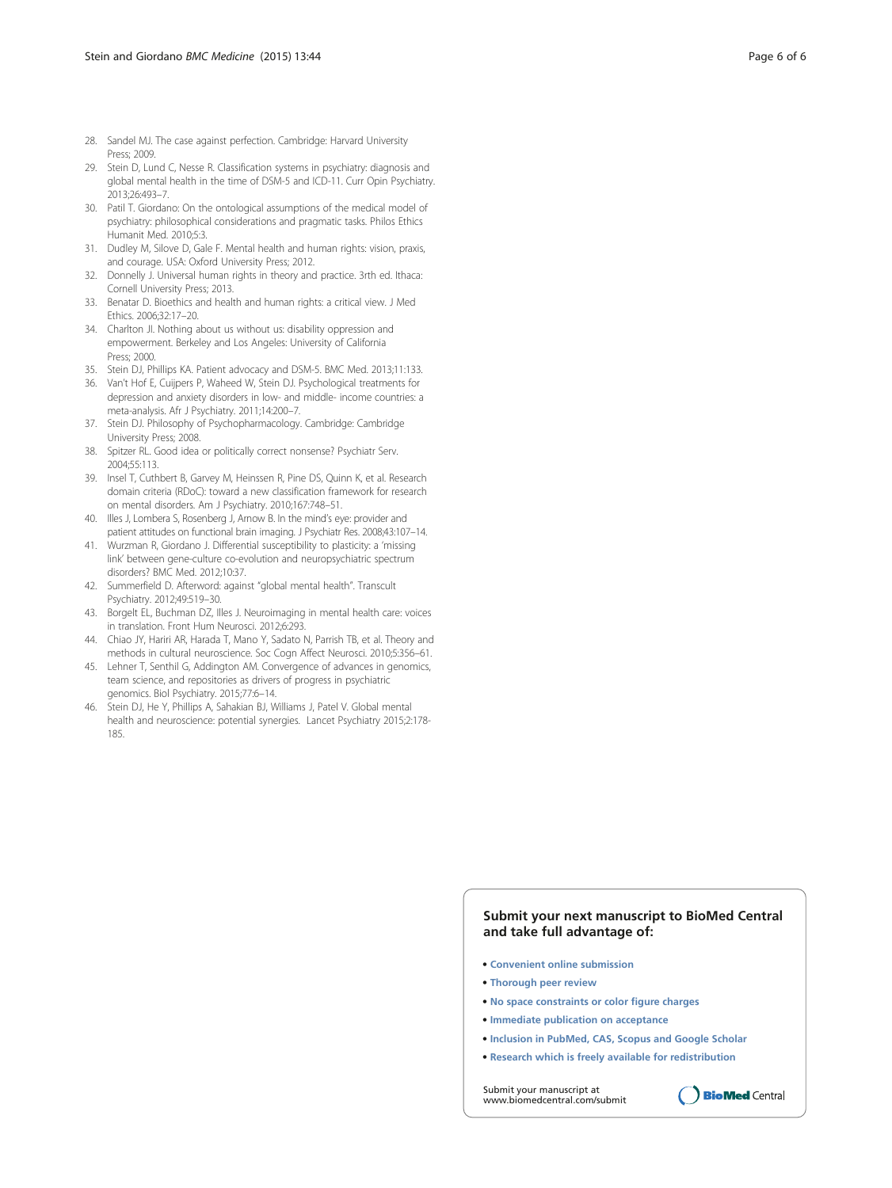28. Sandel MJ. The case against perfection. Cambridge: Harvard University Press; 2009.
29. Stein D, Lund C, Nesse R. Classification systems in psychiatry: diagnosis and global mental health in the time of DSM-5 and ICD-11. Curr Opin Psychiatry. 2013;26:493–7.
30. Patil T. Giordano: On the ontological assumptions of the medical model of psychiatry: philosophical considerations and pragmatic tasks. Philos Ethics Humanit Med. 2010;5:3.
31. Dudley M, Silove D, Gale F. Mental health and human rights: vision, praxis, and courage. USA: Oxford University Press; 2012.
32. Donnelly J. Universal human rights in theory and practice. 3rth ed. Ithaca: Cornell University Press; 2013.
33. Benatar D. Bioethics and health and human rights: a critical view. J Med Ethics. 2006;32:17–20.
34. Charlton JI. Nothing about us without us: disability oppression and empowerment. Berkeley and Los Angeles: University of California Press; 2000.
35. Stein DJ, Phillips KA. Patient advocacy and DSM-5. BMC Med. 2013;11:133.
36. Van't Hof E, Cuijpers P, Waheed W, Stein DJ. Psychological treatments for depression and anxiety disorders in low- and middle- income countries: a meta-analysis. Afr J Psychiatry. 2011;14:200–7.
37. Stein DJ. Philosophy of Psychopharmacology. Cambridge: Cambridge University Press; 2008.
38. Spitzer RL. Good idea or politically correct nonsense? Psychiatr Serv. 2004;55:113.
39. Insel T, Cuthbert B, Garvey M, Heinssen R, Pine DS, Quinn K, et al. Research domain criteria (RDoC): toward a new classification framework for research on mental disorders. Am J Psychiatry. 2010;167:748–51.
40. Illes J, Lombera S, Rosenberg J, Arnow B. In the mind's eye: provider and patient attitudes on functional brain imaging. J Psychiatr Res. 2008;43:107–14.
41. Wurzman R, Giordano J. Differential susceptibility to plasticity: a 'missing link' between gene-culture co-evolution and neuropsychiatric spectrum disorders? BMC Med. 2012;10:37.
42. Summerfield D. Afterword: against "global mental health". Transcult Psychiatry. 2012;49:519–30.
43. Borgelt EL, Buchman DZ, Illes J. Neuroimaging in mental health care: voices in translation. Front Hum Neurosci. 2012;6:293.
44. Chiao JY, Hariri AR, Harada T, Mano Y, Sadato N, Parrish TB, et al. Theory and methods in cultural neuroscience. Soc Cogn Affect Neurosci. 2010;5:356–61.
45. Lehner T, Senthil G, Addington AM. Convergence of advances in genomics, team science, and repositories as drivers of progress in psychiatric genomics. Biol Psychiatry. 2015;77:6–14.
46. Stein DJ, He Y, Phillips A, Sahakian BJ, Williams J, Patel V. Global mental health and neuroscience: potential synergies. Lancet Psychiatry 2015;2:178-185.

**Submit your next manuscript to BioMed Central and take full advantage of:**

- **Convenient online submission**
- **Thorough peer review**
- **No space constraints or color figure charges**
- **Immediate publication on acceptance**
- **Inclusion in PubMed, CAS, Scopus and Google Scholar**
- **Research which is freely available for redistribution**

Submit your manuscript at www.biomedcentral.com/submit

BioMed Central